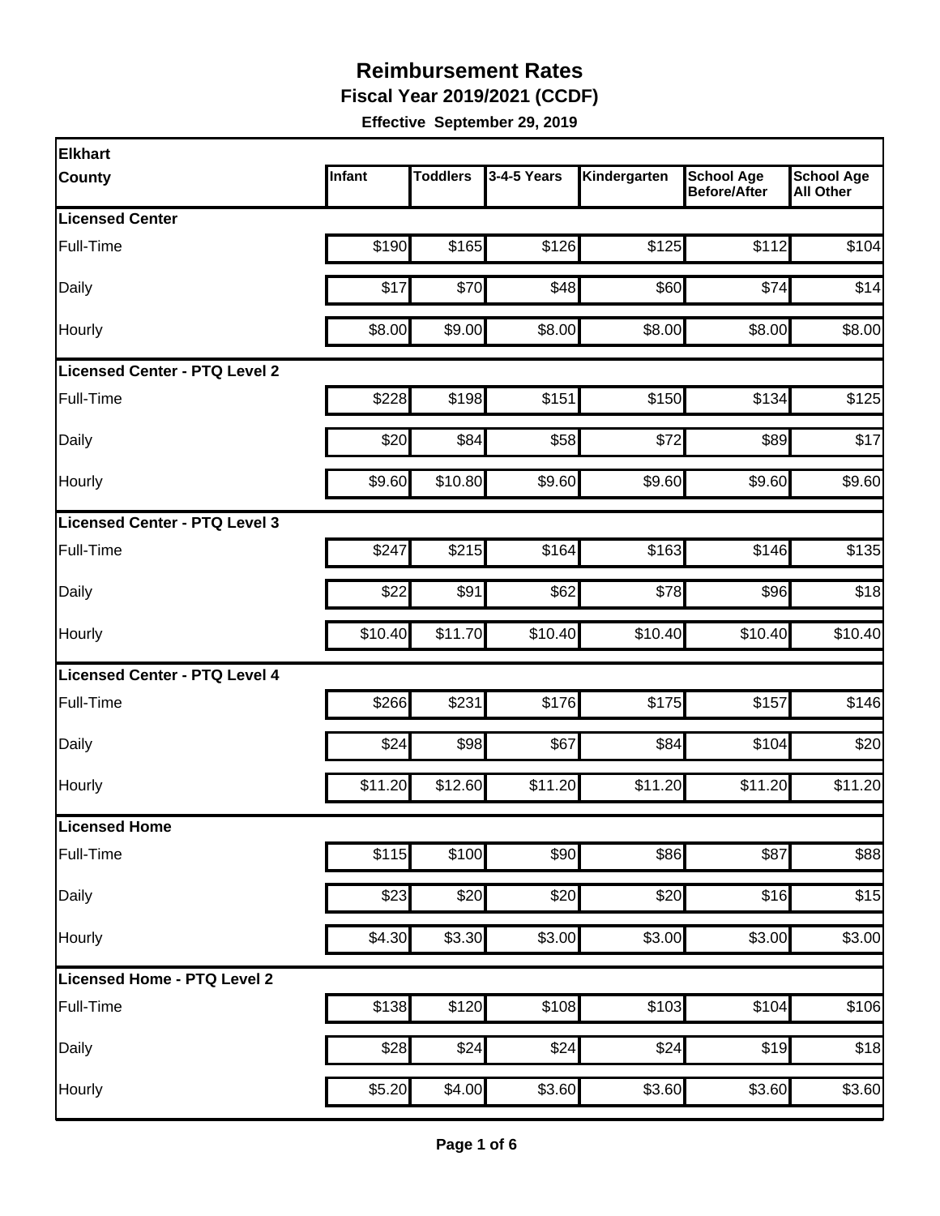# Reimbursement Rates

## Fiscal Year 2019/2021 (CCDF)

**Effective September 29, 2019**

| Elkhart County | Infant | Toddlers | 3-4-5 Years | Kindergarten | School Age Before/After | School Age All Other |
|---|---|---|---|---|---|---|
| **Licensed Center** | | | | | | |
| Full-Time | $190 | $165 | $126 | $125 | $112 | $104 |
| Daily | $17 | $70 | $48 | $60 | $74 | $14 |
| Hourly | $8.00 | $9.00 | $8.00 | $8.00 | $8.00 | $8.00 |
| **Licensed Center - PTQ Level 2** | | | | | | |
| Full-Time | $228 | $198 | $151 | $150 | $134 | $125 |
| Daily | $20 | $84 | $58 | $72 | $89 | $17 |
| Hourly | $9.60 | $10.80 | $9.60 | $9.60 | $9.60 | $9.60 |
| **Licensed Center - PTQ Level 3** | | | | | | |
| Full-Time | $247 | $215 | $164 | $163 | $146 | $135 |
| Daily | $22 | $91 | $62 | $78 | $96 | $18 |
| Hourly | $10.40 | $11.70 | $10.40 | $10.40 | $10.40 | $10.40 |
| **Licensed Center - PTQ Level 4** | | | | | | |
| Full-Time | $266 | $231 | $176 | $175 | $157 | $146 |
| Daily | $24 | $98 | $67 | $84 | $104 | $20 |
| Hourly | $11.20 | $12.60 | $11.20 | $11.20 | $11.20 | $11.20 |
| **Licensed Home** | | | | | | |
| Full-Time | $115 | $100 | $90 | $86 | $87 | $88 |
| Daily | $23 | $20 | $20 | $20 | $16 | $15 |
| Hourly | $4.30 | $3.30 | $3.00 | $3.00 | $3.00 | $3.00 |
| **Licensed Home - PTQ Level 2** | | | | | | |
| Full-Time | $138 | $120 | $108 | $103 | $104 | $106 |
| Daily | $28 | $24 | $24 | $24 | $19 | $18 |
| Hourly | $5.20 | $4.00 | $3.60 | $3.60 | $3.60 | $3.60 |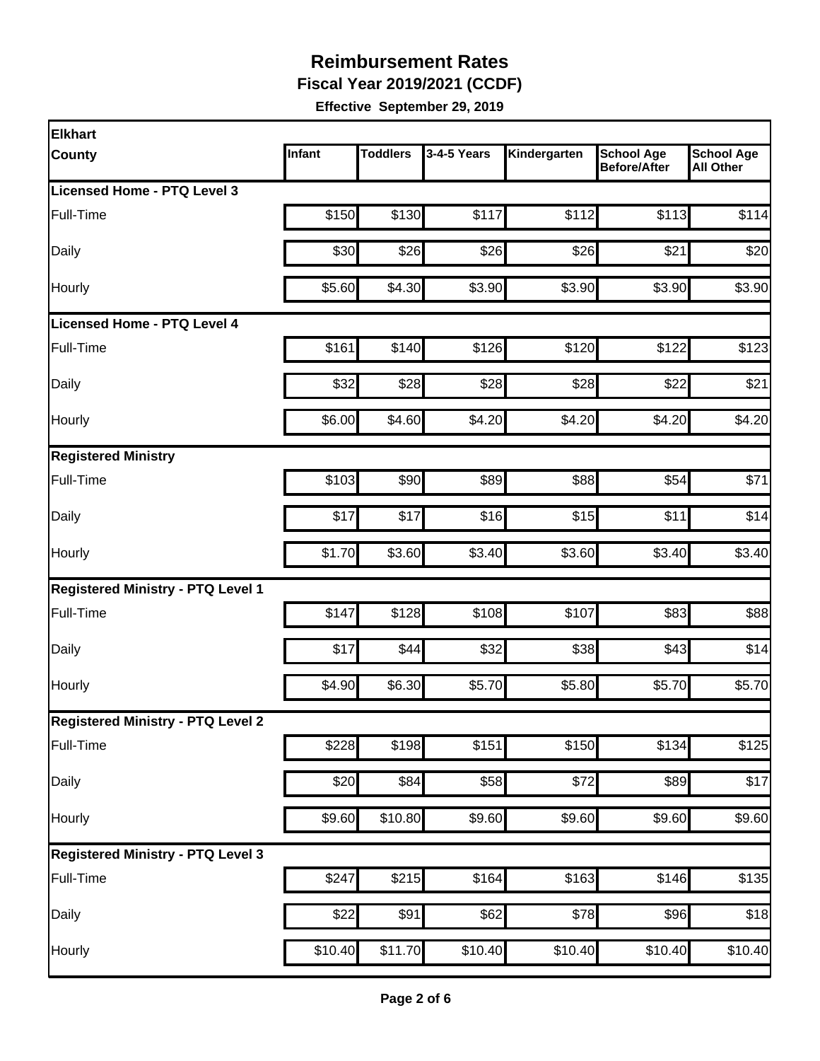# Reimbursement Rates

**Fiscal Year 2019/2021 (CCDF)**

**Effective September 29, 2019**

| Elkhart County | Infant | Toddlers | 3-4-5 Years | Kindergarten | School Age Before/After | School Age All Other |
|---|---|---|---|---|---|---|
| **Licensed Home - PTQ Level 3** | | | | | | |
| Full-Time | $150 | $130 | $117 | $112 | $113 | $114 |
| Daily | $30 | $26 | $26 | $26 | $21 | $20 |
| Hourly | $5.60 | $4.30 | $3.90 | $3.90 | $3.90 | $3.90 |
| **Licensed Home - PTQ Level 4** | | | | | | |
| Full-Time | $161 | $140 | $126 | $120 | $122 | $123 |
| Daily | $32 | $28 | $28 | $28 | $22 | $21 |
| Hourly | $6.00 | $4.60 | $4.20 | $4.20 | $4.20 | $4.20 |
| **Registered Ministry** | | | | | | |
| Full-Time | $103 | $90 | $89 | $88 | $54 | $71 |
| Daily | $17 | $17 | $16 | $15 | $11 | $14 |
| Hourly | $1.70 | $3.60 | $3.40 | $3.60 | $3.40 | $3.40 |
| **Registered Ministry - PTQ Level 1** | | | | | | |
| Full-Time | $147 | $128 | $108 | $107 | $83 | $88 |
| Daily | $17 | $44 | $32 | $38 | $43 | $14 |
| Hourly | $4.90 | $6.30 | $5.70 | $5.80 | $5.70 | $5.70 |
| **Registered Ministry - PTQ Level 2** | | | | | | |
| Full-Time | $228 | $198 | $151 | $150 | $134 | $125 |
| Daily | $20 | $84 | $58 | $72 | $89 | $17 |
| Hourly | $9.60 | $10.80 | $9.60 | $9.60 | $9.60 | $9.60 |
| **Registered Ministry - PTQ Level 3** | | | | | | |
| Full-Time | $247 | $215 | $164 | $163 | $146 | $135 |
| Daily | $22 | $91 | $62 | $78 | $96 | $18 |
| Hourly | $10.40 | $11.70 | $10.40 | $10.40 | $10.40 | $10.40 |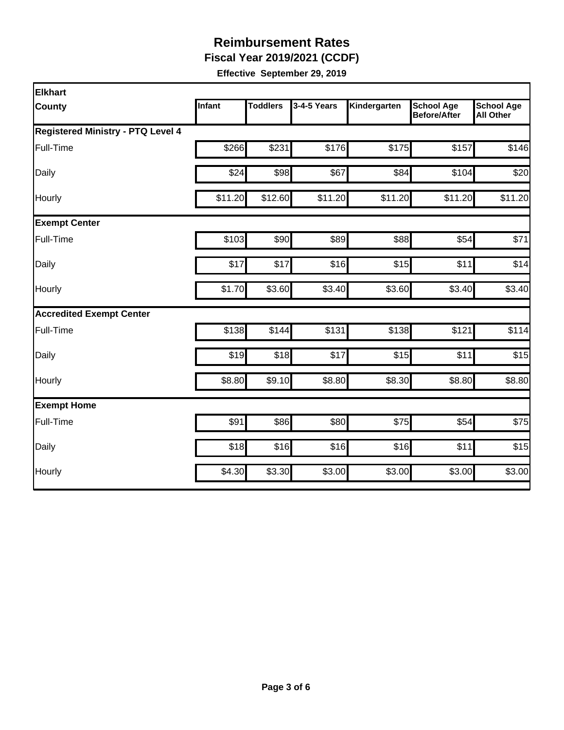# Reimbursement Rates

**Fiscal Year 2019/2021 (CCDF)**

**Effective September 29, 2019**

| Elkhart County | Infant | Toddlers | 3-4-5 Years | Kindergarten | School Age Before/After | School Age All Other |
|---|---|---|---|---|---|---|
| **Registered Ministry - PTQ Level 4** | | | | | | |
| Full-Time | $266 | $231 | $176 | $175 | $157 | $146 |
| Daily | $24 | $98 | $67 | $84 | $104 | $20 |
| Hourly | $11.20 | $12.60 | $11.20 | $11.20 | $11.20 | $11.20 |
| **Exempt Center** | | | | | | |
| Full-Time | $103 | $90 | $89 | $88 | $54 | $71 |
| Daily | $17 | $17 | $16 | $15 | $11 | $14 |
| Hourly | $1.70 | $3.60 | $3.40 | $3.60 | $3.40 | $3.40 |
| **Accredited Exempt Center** | | | | | | |
| Full-Time | $138 | $144 | $131 | $138 | $121 | $114 |
| Daily | $19 | $18 | $17 | $15 | $11 | $15 |
| Hourly | $8.80 | $9.10 | $8.80 | $8.30 | $8.80 | $8.80 |
| **Exempt Home** | | | | | | |
| Full-Time | $91 | $86 | $80 | $75 | $54 | $75 |
| Daily | $18 | $16 | $16 | $16 | $11 | $15 |
| Hourly | $4.30 | $3.30 | $3.00 | $3.00 | $3.00 | $3.00 |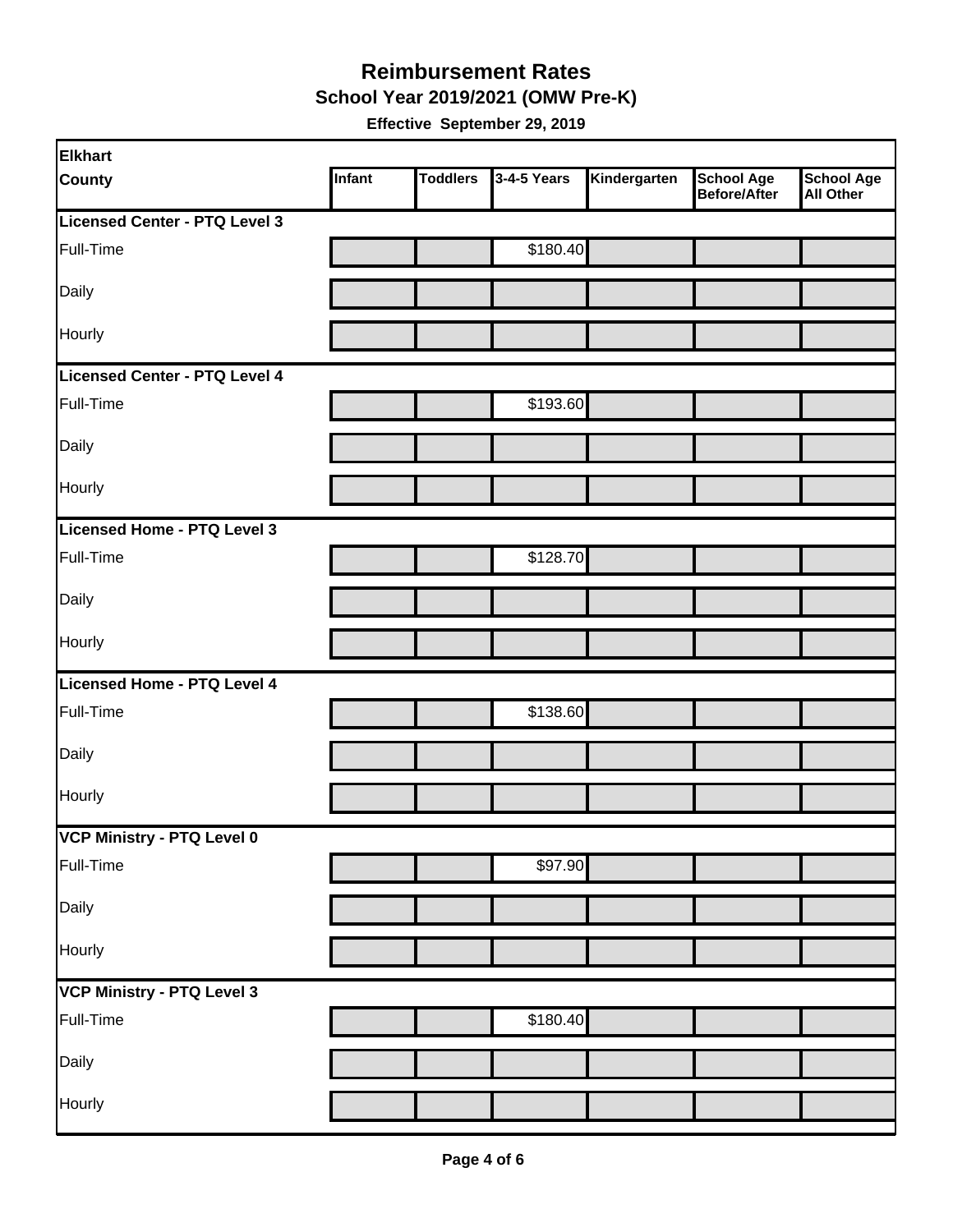# Reimbursement Rates

## School Year 2019/2021 (OMW Pre-K)

**Effective September 29, 2019**

| Elkhart County | Infant | Toddlers | 3-4-5 Years | Kindergarten | School Age Before/After | School Age All Other |
|---|---|---|---|---|---|---|
| **Licensed Center - PTQ Level 3** | | | | | | |
| Full-Time | | | $180.40 | | | |
| Daily | | | | | | |
| Hourly | | | | | | |
| **Licensed Center - PTQ Level 4** | | | | | | |
| Full-Time | | | $193.60 | | | |
| Daily | | | | | | |
| Hourly | | | | | | |
| **Licensed Home - PTQ Level 3** | | | | | | |
| Full-Time | | | $128.70 | | | |
| Daily | | | | | | |
| Hourly | | | | | | |
| **Licensed Home - PTQ Level 4** | | | | | | |
| Full-Time | | | $138.60 | | | |
| Daily | | | | | | |
| Hourly | | | | | | |
| **VCP Ministry - PTQ Level 0** | | | | | | |
| Full-Time | | | $97.90 | | | |
| Daily | | | | | | |
| Hourly | | | | | | |
| **VCP Ministry - PTQ Level 3** | | | | | | |
| Full-Time | | | $180.40 | | | |
| Daily | | | | | | |
| Hourly | | | | | | |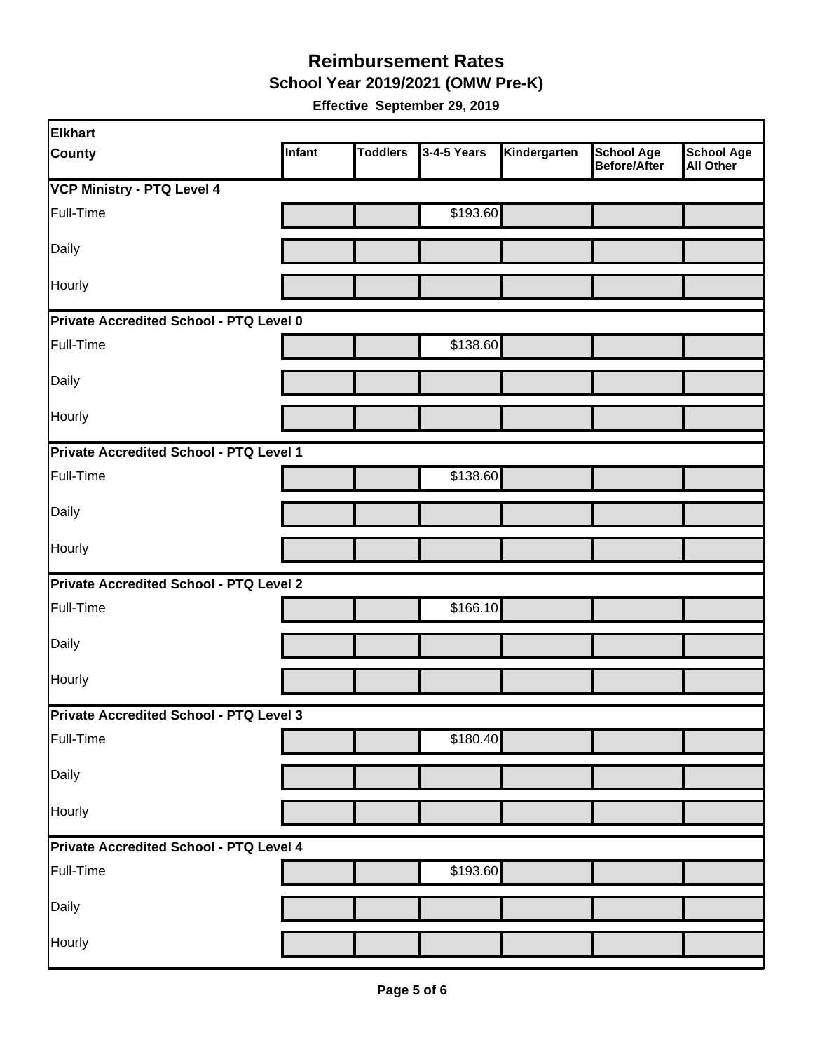# Reimbursement Rates

## School Year 2019/2021 (OMW Pre-K)

**Effective September 29, 2019**

| Elkhart County | Infant | Toddlers | 3-4-5 Years | Kindergarten | School Age Before/After | School Age All Other |
|---|---|---|---|---|---|---|
| **VCP Ministry - PTQ Level 4** | | | | | | |
| Full-Time | | | $193.60 | | | |
| Daily | | | | | | |
| Hourly | | | | | | |
| **Private Accredited School - PTQ Level 0** | | | | | | |
| Full-Time | | | $138.60 | | | |
| Daily | | | | | | |
| Hourly | | | | | | |
| **Private Accredited School - PTQ Level 1** | | | | | | |
| Full-Time | | | $138.60 | | | |
| Daily | | | | | | |
| Hourly | | | | | | |
| **Private Accredited School - PTQ Level 2** | | | | | | |
| Full-Time | | | $166.10 | | | |
| Daily | | | | | | |
| Hourly | | | | | | |
| **Private Accredited School - PTQ Level 3** | | | | | | |
| Full-Time | | | $180.40 | | | |
| Daily | | | | | | |
| Hourly | | | | | | |
| **Private Accredited School - PTQ Level 4** | | | | | | |
| Full-Time | | | $193.60 | | | |
| Daily | | | | | | |
| Hourly | | | | | | |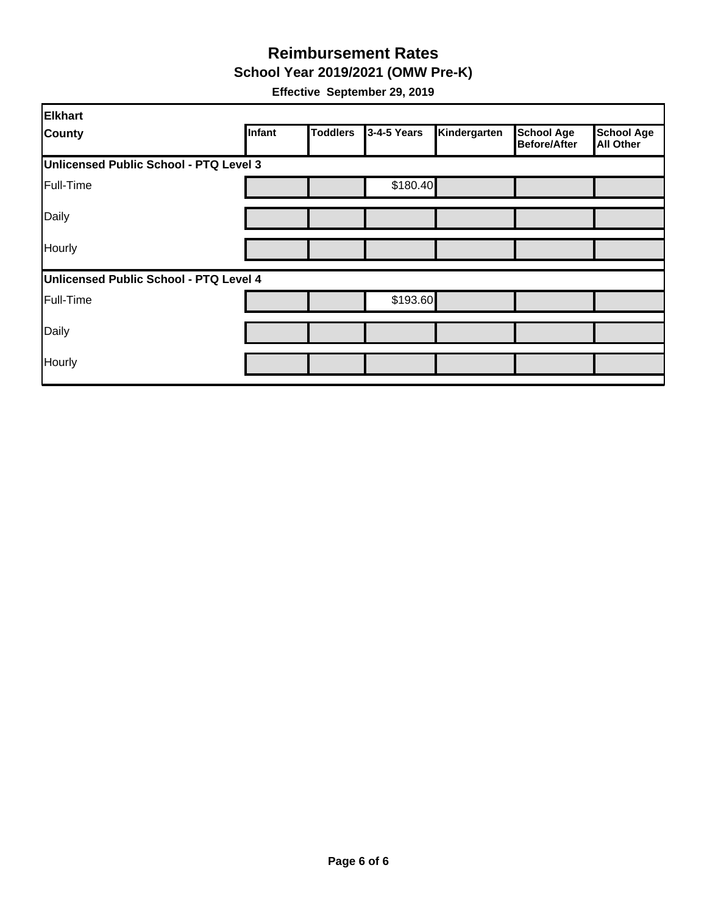# Reimbursement Rates

## School Year 2019/2021 (OMW Pre-K)

**Effective September 29, 2019**

| Elkhart County | Infant | Toddlers | 3-4-5 Years | Kindergarten | School Age Before/After | School Age All Other |
|---|---|---|---|---|---|---|
| **Unlicensed Public School - PTQ Level 3** | | | | | | |
| Full-Time | | | $180.40 | | | |
| Daily | | | | | | |
| Hourly | | | | | | |
| **Unlicensed Public School - PTQ Level 4** | | | | | | |
| Full-Time | | | $193.60 | | | |
| Daily | | | | | | |
| Hourly | | | | | | |